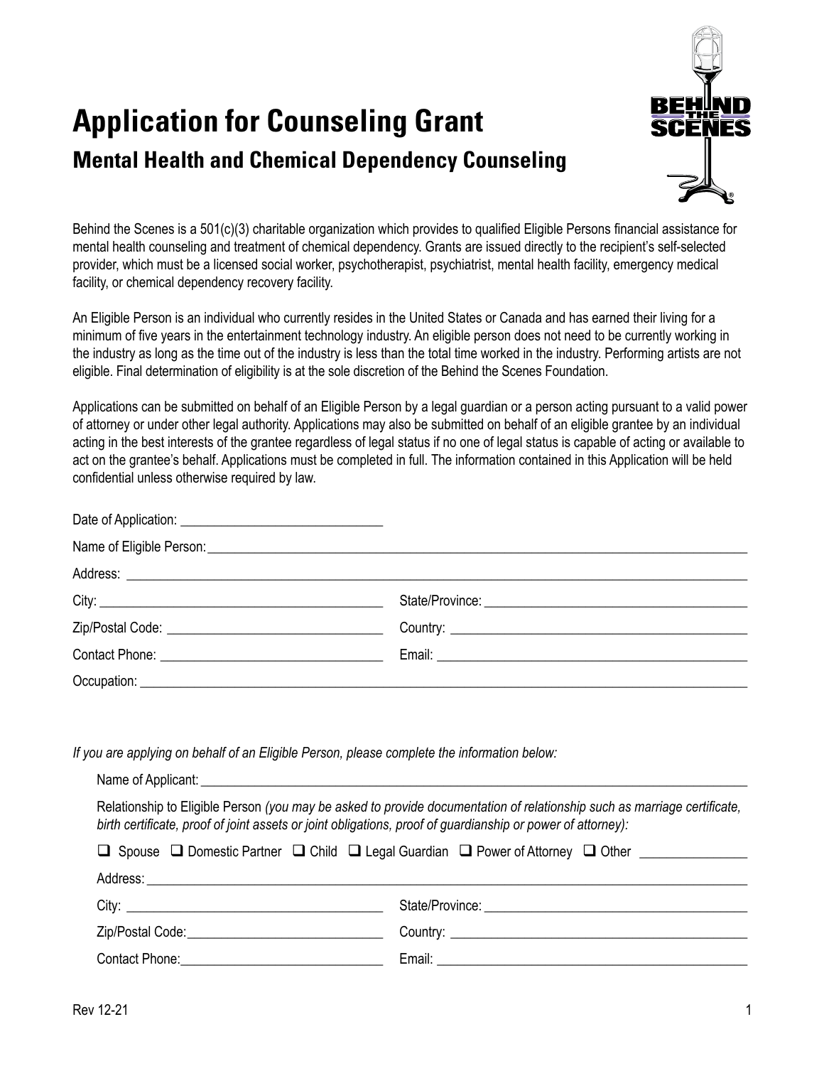# Application for Counseling Grant

## Mental Health and Chemical Dependency Counseling

Behind the Scenes is a 501(c)(3) charitable organization which provides to qualified Eligible Persons financial assistance for mental health counseling and treatment of chemical dependency. Grants are issued directly to the recipient's self-selected provider, which must be a licensed social worker, psychotherapist, psychiatrist, mental health facility, emergency medical facility, or chemical dependency recovery facility.

An Eligible Person is an individual who currently resides in the United States or Canada and has earned their living for a minimum of five years in the entertainment technology industry. An eligible person does not need to be currently working in the industry as long as the time out of the industry is less than the total time worked in the industry. Performing artists are not eligible. Final determination of eligibility is at the sole discretion of the Behind the Scenes Foundation.

Applications can be submitted on behalf of an Eligible Person by a legal guardian or a person acting pursuant to a valid power of attorney or under other legal authority. Applications may also be submitted on behalf of an eligible grantee by an individual acting in the best interests of the grantee regardless of legal status if no one of legal status is capable of acting or available to act on the grantee's behalf. Applications must be completed in full. The information contained in this Application will be held confidential unless otherwise required by law.

Date of Application: ______________________________

Name of Eligible Person: ______________________________

Address: ______________________________

City: ______________________________ State/Province: ______________________________

Zip/Postal Code: ______________________________ Country: ______________________________

Contact Phone: ______________________________ Email: ______________________________

Occupation: ______________________________

*If you are applying on behalf of an Eligible Person, please complete the information below:*

Name of Applicant: ______________________________

Relationship to Eligible Person *(you may be asked to provide documentation of relationship such as marriage certificate, birth certificate, proof of joint assets or joint obligations, proof of guardianship or power of attorney):*

☐ Spouse ☐ Domestic Partner ☐ Child ☐ Legal Guardian ☐ Power of Attorney ☐ Other ______________

Address: ______________________________

City: ______________________________ State/Province: ______________________________

Zip/Postal Code: ______________________________ Country: ______________________________

Contact Phone: ______________________________ Email: ______________________________

Rev 12-21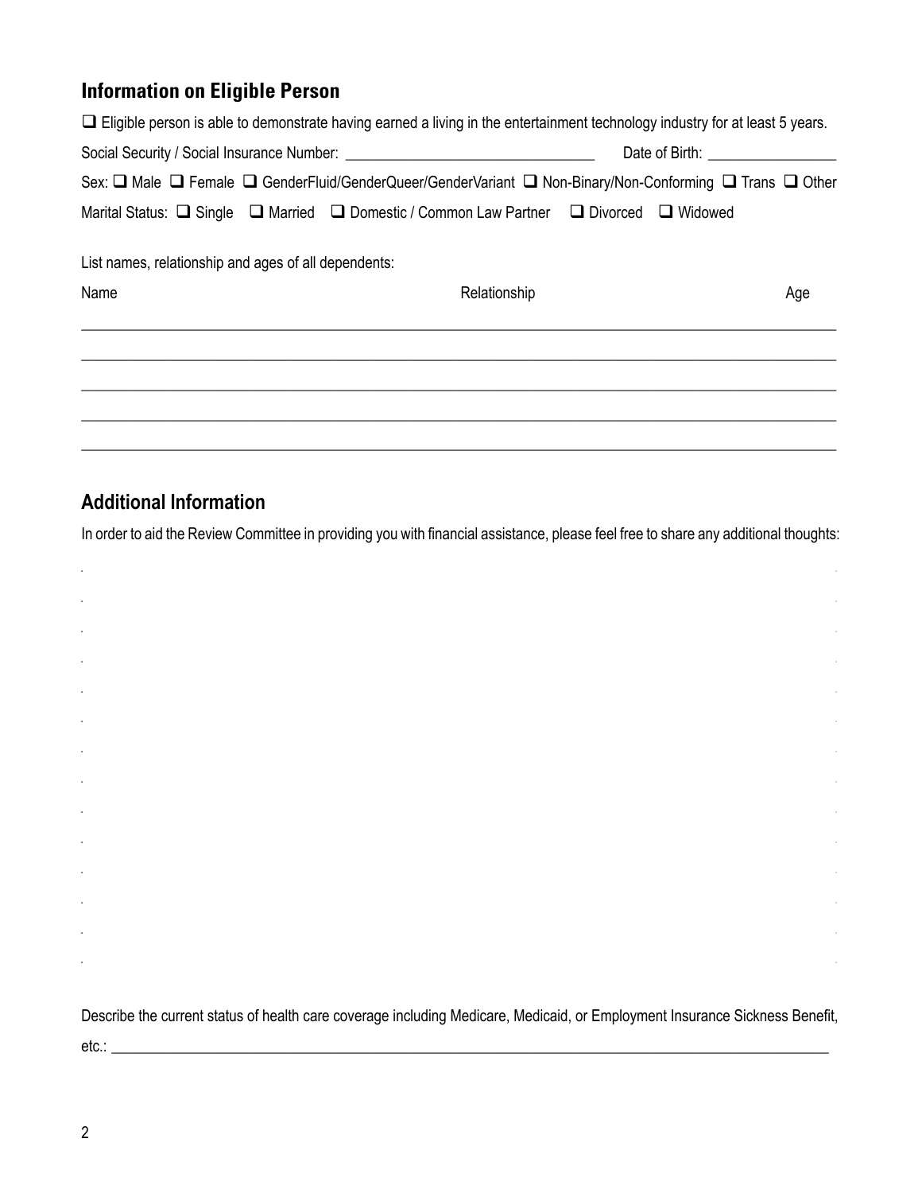## Information on Eligible Person

☐ Eligible person is able to demonstrate having earned a living in the entertainment technology industry for at least 5 years.

Social Security / Social Insurance Number: ______________________________ Date of Birth: ________________

Sex: ☐ Male ☐ Female ☐ GenderFluid/GenderQueer/GenderVariant ☐ Non-Binary/Non-Conforming ☐ Trans ☐ Other

Marital Status: ☐ Single ☐ Married ☐ Domestic / Common Law Partner ☐ Divorced ☐ Widowed

List names, relationship and ages of all dependents:

| Name | Relationship | Age |
|---|---|---|
| | | |
| | | |
| | | |
| | | |
| | | |

## Additional Information

In order to aid the Review Committee in providing you with financial assistance, please feel free to share any additional thoughts:

Describe the current status of health care coverage including Medicare, Medicaid, or Employment Insurance Sickness Benefit, etc.: ______________________________________________________________________________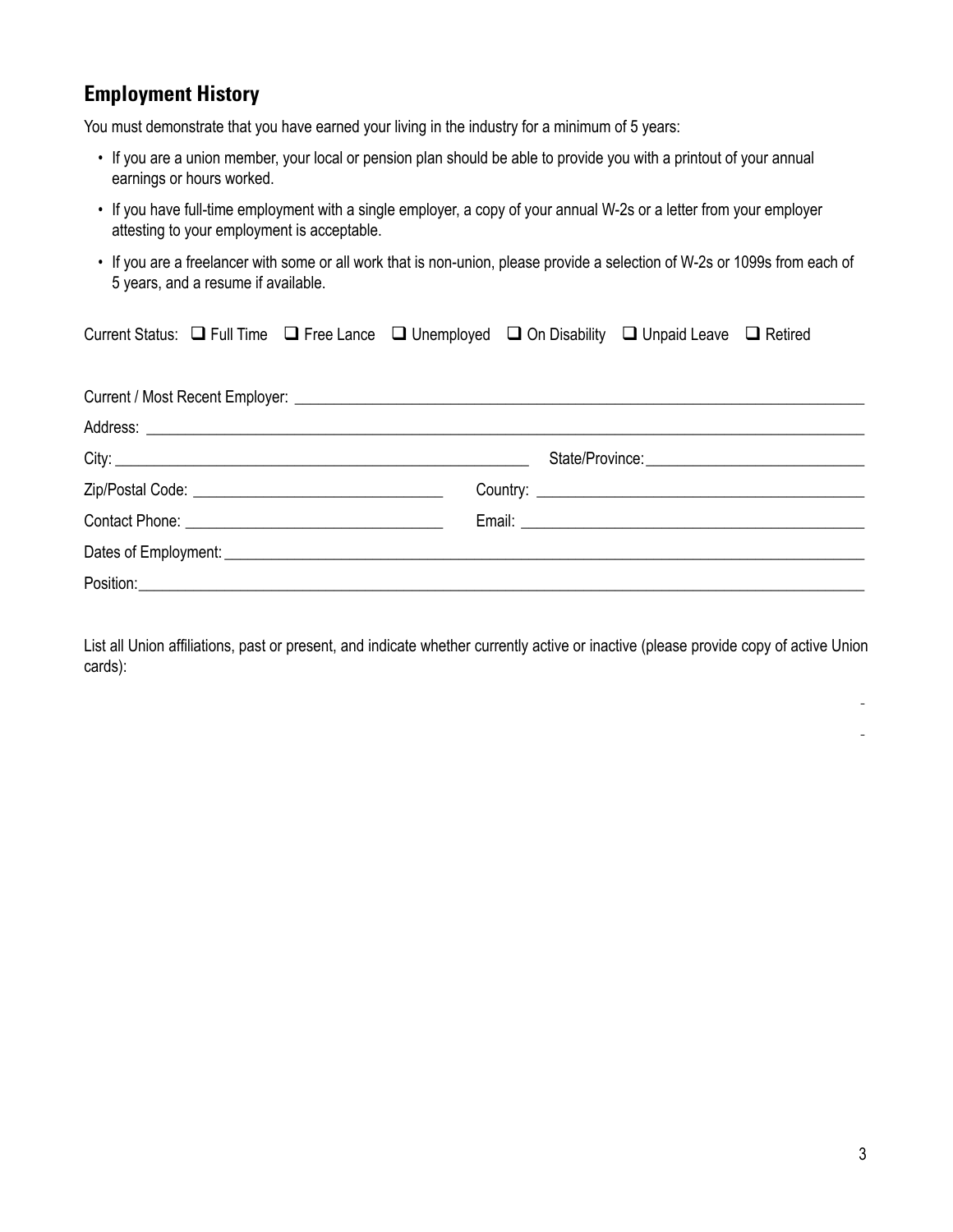## Employment History

You must demonstrate that you have earned your living in the industry for a minimum of 5 years:

- If you are a union member, your local or pension plan should be able to provide you with a printout of your annual earnings or hours worked.
- If you have full-time employment with a single employer, a copy of your annual W-2s or a letter from your employer attesting to your employment is acceptable.
- If you are a freelancer with some or all work that is non-union, please provide a selection of W-2s or 1099s from each of 5 years, and a resume if available.

Current Status: ☐ Full Time ☐ Free Lance ☐ Unemployed ☐ On Disability ☐ Unpaid Leave ☐ Retired

Current / Most Recent Employer: ______________________________

Address: ______________________________

City: ______________________________ State/Province: ______________________________

Zip/Postal Code: ______________________________ Country: ______________________________

Contact Phone: ______________________________ Email: ______________________________

Dates of Employment: ______________________________

Position: ______________________________

List all Union affiliations, past or present, and indicate whether currently active or inactive (please provide copy of active Union cards):

-

-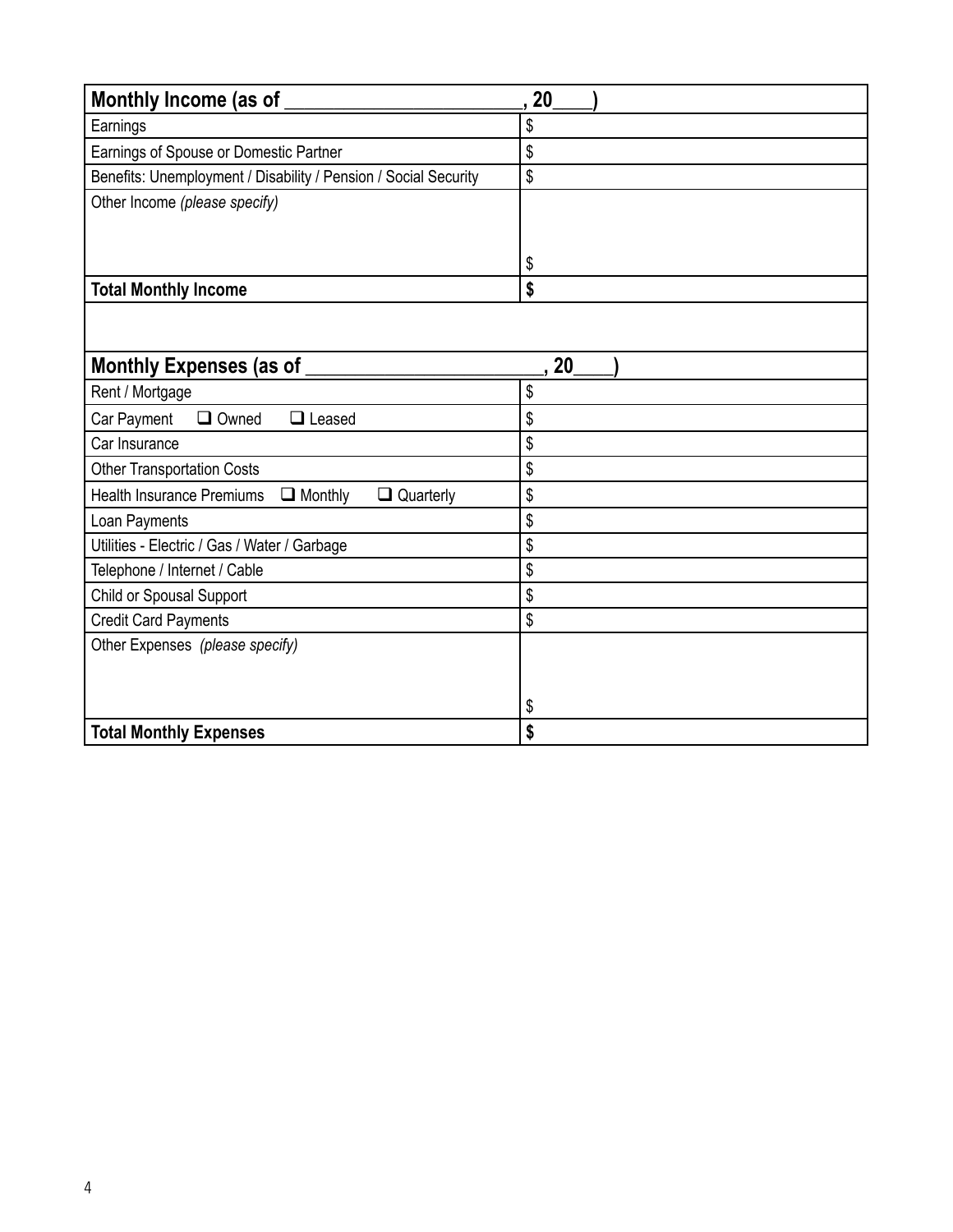| **Monthly Income (as of \_\_\_\_\_\_\_\_\_\_\_\_\_\_\_\_\_\_\_\_\_\_\_, 20\_\_\_\_)** | |
|---|---|
| Earnings | $ |
| Earnings of Spouse or Domestic Partner | $ |
| Benefits: Unemployment / Disability / Pension / Social Security | $ |
| Other Income *(please specify)* | $ |
| **Total Monthly Income** | **$** |

| **Monthly Expenses (as of \_\_\_\_\_\_\_\_\_\_\_\_\_\_\_\_\_\_\_\_\_\_\_, 20\_\_\_\_)** | |
|---|---|
| Rent / Mortgage | $ |
| Car Payment ☐ Owned ☐ Leased | $ |
| Car Insurance | $ |
| Other Transportation Costs | $ |
| Health Insurance Premiums ☐ Monthly ☐ Quarterly | $ |
| Loan Payments | $ |
| Utilities - Electric / Gas / Water / Garbage | $ |
| Telephone / Internet / Cable | $ |
| Child or Spousal Support | $ |
| Credit Card Payments | $ |
| Other Expenses *(please specify)* | $ |
| **Total Monthly Expenses** | **$** |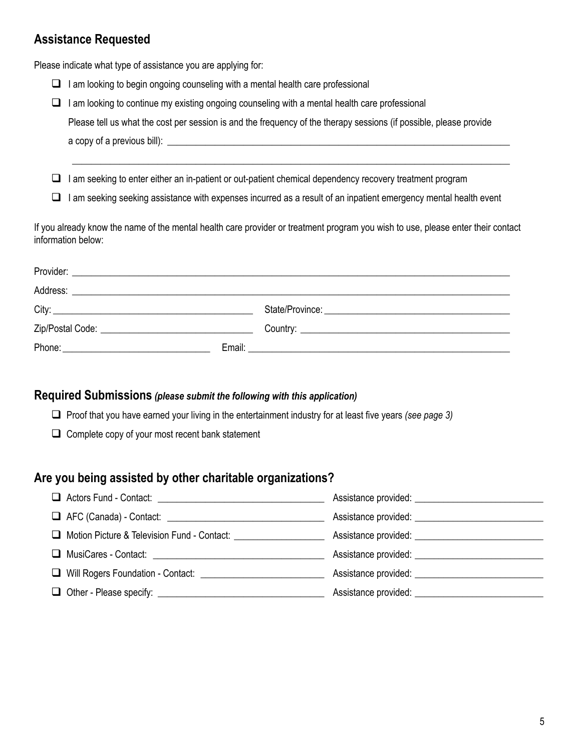## Assistance Requested

Please indicate what type of assistance you are applying for:

- ☐ I am looking to begin ongoing counseling with a mental health care professional
- ☐ I am looking to continue my existing ongoing counseling with a mental health care professional

  Please tell us what the cost per session is and the frequency of the therapy sessions (if possible, please provide a copy of a previous bill): ______________________________________________

  ______________________________________________
- ☐ I am seeking to enter either an in-patient or out-patient chemical dependency recovery treatment program
- ☐ I am seeking seeking assistance with expenses incurred as a result of an inpatient emergency mental health event

If you already know the name of the mental health care provider or treatment program you wish to use, please enter their contact information below:

Provider: ______________________________________________

Address: ______________________________________________

City: ______________________ State/Province: ______________________

Zip/Postal Code: ______________________ Country: ______________________

Phone: ______________________ Email: ______________________

## Required Submissions *(please submit the following with this application)*

- ☐ Proof that you have earned your living in the entertainment industry for at least five years *(see page 3)*
- ☐ Complete copy of your most recent bank statement

## Are you being assisted by other charitable organizations?

- ☐ Actors Fund - Contact: ______________________ Assistance provided: ______________________
- ☐ AFC (Canada) - Contact: ______________________ Assistance provided: ______________________
- ☐ Motion Picture & Television Fund - Contact: ______________________ Assistance provided: ______________________
- ☐ MusiCares - Contact: ______________________ Assistance provided: ______________________
- ☐ Will Rogers Foundation - Contact: ______________________ Assistance provided: ______________________
- ☐ Other - Please specify: ______________________ Assistance provided: ______________________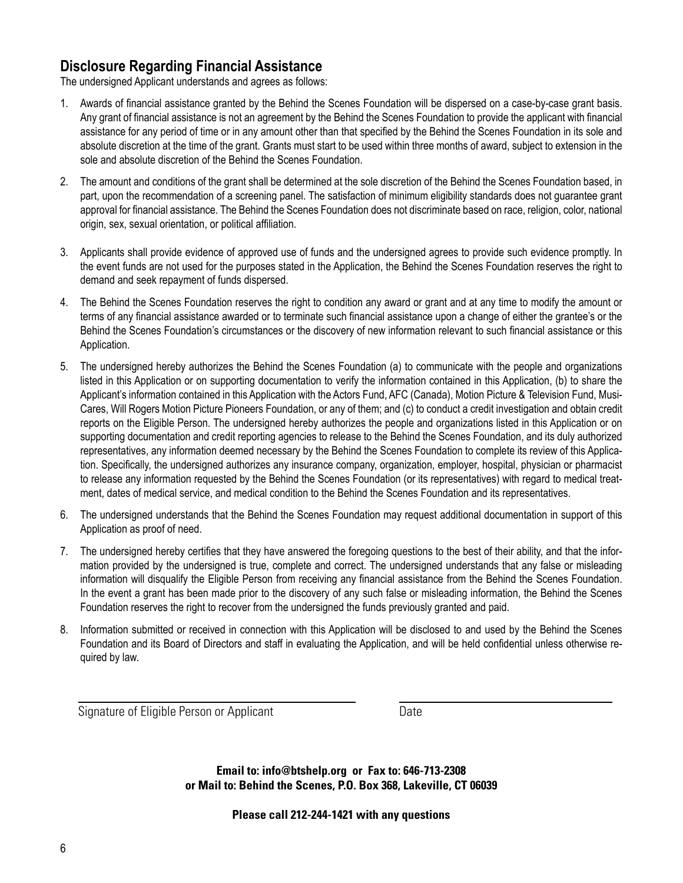## Disclosure Regarding Financial Assistance

The undersigned Applicant understands and agrees as follows:

1. Awards of financial assistance granted by the Behind the Scenes Foundation will be dispersed on a case-by-case grant basis. Any grant of financial assistance is not an agreement by the Behind the Scenes Foundation to provide the applicant with financial assistance for any period of time or in any amount other than that specified by the Behind the Scenes Foundation in its sole and absolute discretion at the time of the grant. Grants must start to be used within three months of award, subject to extension in the sole and absolute discretion of the Behind the Scenes Foundation.

2. The amount and conditions of the grant shall be determined at the sole discretion of the Behind the Scenes Foundation based, in part, upon the recommendation of a screening panel. The satisfaction of minimum eligibility standards does not guarantee grant approval for financial assistance. The Behind the Scenes Foundation does not discriminate based on race, religion, color, national origin, sex, sexual orientation, or political affiliation.

3. Applicants shall provide evidence of approved use of funds and the undersigned agrees to provide such evidence promptly. In the event funds are not used for the purposes stated in the Application, the Behind the Scenes Foundation reserves the right to demand and seek repayment of funds dispersed.

4. The Behind the Scenes Foundation reserves the right to condition any award or grant and at any time to modify the amount or terms of any financial assistance awarded or to terminate such financial assistance upon a change of either the grantee's or the Behind the Scenes Foundation's circumstances or the discovery of new information relevant to such financial assistance or this Application.

5. The undersigned hereby authorizes the Behind the Scenes Foundation (a) to communicate with the people and organizations listed in this Application or on supporting documentation to verify the information contained in this Application, (b) to share the Applicant's information contained in this Application with the Actors Fund, AFC (Canada), Motion Picture & Television Fund, MusiCares, Will Rogers Motion Picture Pioneers Foundation, or any of them; and (c) to conduct a credit investigation and obtain credit reports on the Eligible Person. The undersigned hereby authorizes the people and organizations listed in this Application or on supporting documentation and credit reporting agencies to release to the Behind the Scenes Foundation, and its duly authorized representatives, any information deemed necessary by the Behind the Scenes Foundation to complete its review of this Application. Specifically, the undersigned authorizes any insurance company, organization, employer, hospital, physician or pharmacist to release any information requested by the Behind the Scenes Foundation (or its representatives) with regard to medical treatment, dates of medical service, and medical condition to the Behind the Scenes Foundation and its representatives.

6. The undersigned understands that the Behind the Scenes Foundation may request additional documentation in support of this Application as proof of need.

7. The undersigned hereby certifies that they have answered the foregoing questions to the best of their ability, and that the information provided by the undersigned is true, complete and correct. The undersigned understands that any false or misleading information will disqualify the Eligible Person from receiving any financial assistance from the Behind the Scenes Foundation. In the event a grant has been made prior to the discovery of any such false or misleading information, the Behind the Scenes Foundation reserves the right to recover from the undersigned the funds previously granted and paid.

8. Information submitted or received in connection with this Application will be disclosed to and used by the Behind the Scenes Foundation and its Board of Directors and staff in evaluating the Application, and will be held confidential unless otherwise required by law.

\_\_\_\_\_\_\_\_\_\_\_\_\_\_\_\_\_\_\_\_\_\_\_\_\_\_\_\_\_\_\_\_\_\_\_\_ \_\_\_\_\_\_\_\_\_\_\_\_\_\_\_\_\_\_\_\_\_\_\_\_\_\_

Signature of Eligible Person or Applicant  Date

**Email to: info@btshelp.org or Fax to: 646-713-2308**
**or Mail to: Behind the Scenes, P.O. Box 368, Lakeville, CT 06039**

**Please call 212-244-1421 with any questions**